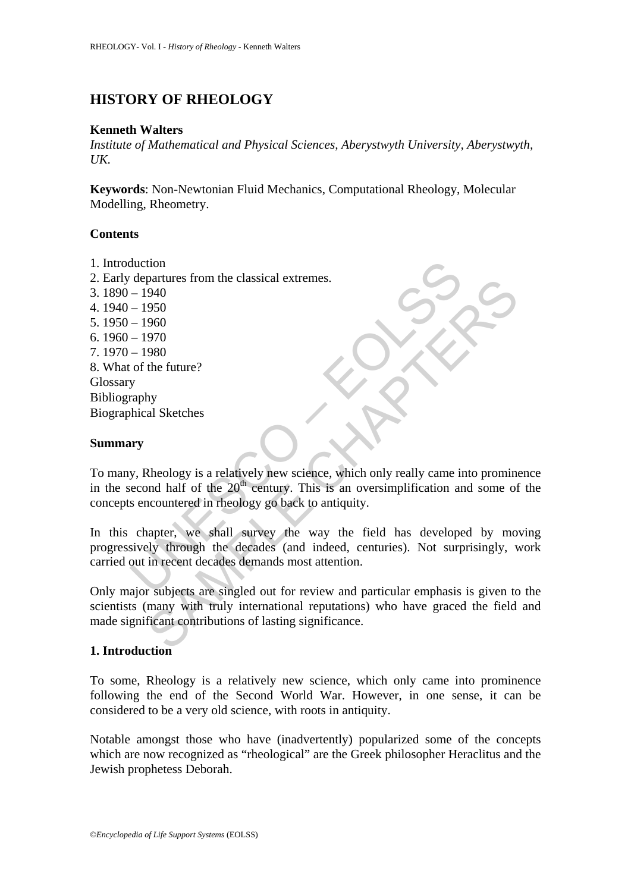# HISTORY OF RHEOLOGY

**Kenneth Walters**

*Institute of Mathematical and Physical Sciences, Aberystwyth University, Aberystwyth, UK.*

**Keywords**: Non-Newtonian Fluid Mechanics, Computational Rheology, Molecular Modelling, Rheometry.

## Contents

1. Introduction
2. Early departures from the classical extremes.
3. 1890 – 1940
4. 1940 – 1950
5. 1950 – 1960
6. 1960 – 1970
7. 1970 – 1980
8. What of the future?

Glossary
Bibliography
Biographical Sketches

## Summary

To many, Rheology is a relatively new science, which only really came into prominence in the second half of the $20^{th}$ century. This is an oversimplification and some of the concepts encountered in rheology go back to antiquity.

In this chapter, we shall survey the way the field has developed by moving progressively through the decades (and indeed, centuries). Not surprisingly, work carried out in recent decades demands most attention.

Only major subjects are singled out for review and particular emphasis is given to the scientists (many with truly international reputations) who have graced the field and made significant contributions of lasting significance.

## 1. Introduction

To some, Rheology is a relatively new science, which only came into prominence following the end of the Second World War. However, in one sense, it can be considered to be a very old science, with roots in antiquity.

Notable amongst those who have (inadvertently) popularized some of the concepts which are now recognized as "rheological" are the Greek philosopher Heraclitus and the Jewish prophetess Deborah.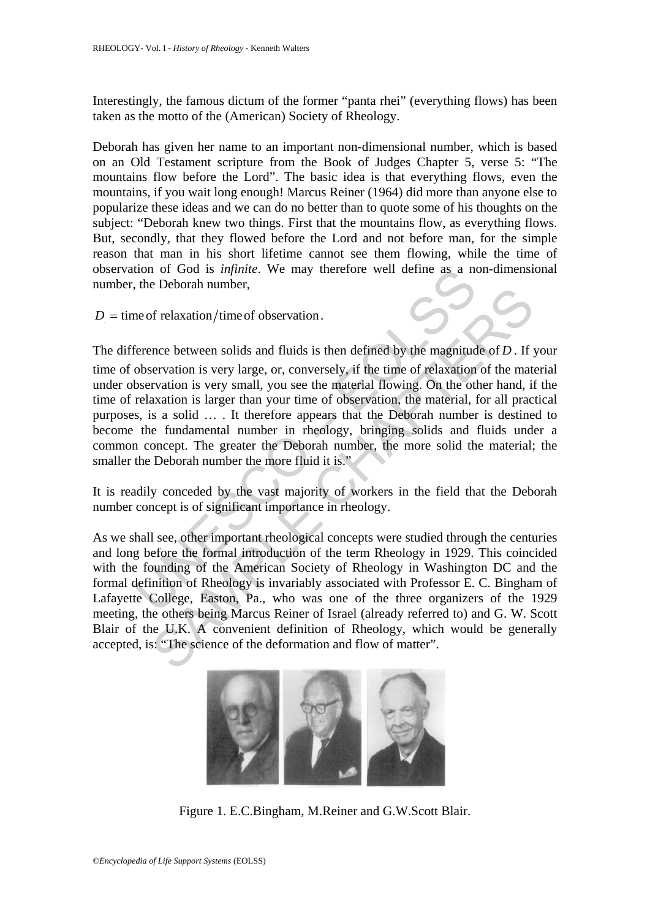Interestingly, the famous dictum of the former "panta rhei" (everything flows) has been taken as the motto of the (American) Society of Rheology.

Deborah has given her name to an important non-dimensional number, which is based on an Old Testament scripture from the Book of Judges Chapter 5, verse 5: "The mountains flow before the Lord". The basic idea is that everything flows, even the mountains, if you wait long enough! Marcus Reiner (1964) did more than anyone else to popularize these ideas and we can do no better than to quote some of his thoughts on the subject: "Deborah knew two things. First that the mountains flow, as everything flows. But, secondly, that they flowed before the Lord and not before man, for the simple reason that man in his short lifetime cannot see them flowing, while the time of observation of God is *infinite*. We may therefore well define as a non-dimensional number, the Deborah number,

$$D = \text{time of relaxation}/\text{time of observation}.$$

The difference between solids and fluids is then defined by the magnitude of $D$. If your time of observation is very large, or, conversely, if the time of relaxation of the material under observation is very small, you see the material flowing. On the other hand, if the time of relaxation is larger than your time of observation, the material, for all practical purposes, is a solid … . It therefore appears that the Deborah number is destined to become the fundamental number in rheology, bringing solids and fluids under a common concept. The greater the Deborah number, the more solid the material; the smaller the Deborah number the more fluid it is."

It is readily conceded by the vast majority of workers in the field that the Deborah number concept is of significant importance in rheology.

As we shall see, other important rheological concepts were studied through the centuries and long before the formal introduction of the term Rheology in 1929. This coincided with the founding of the American Society of Rheology in Washington DC and the formal definition of Rheology is invariably associated with Professor E. C. Bingham of Lafayette College, Easton, Pa., who was one of the three organizers of the 1929 meeting, the others being Marcus Reiner of Israel (already referred to) and G. W. Scott Blair of the U.K. A convenient definition of Rheology, which would be generally accepted, is: "The science of the deformation and flow of matter".

Figure 1. E.C.Bingham, M.Reiner and G.W.Scott Blair.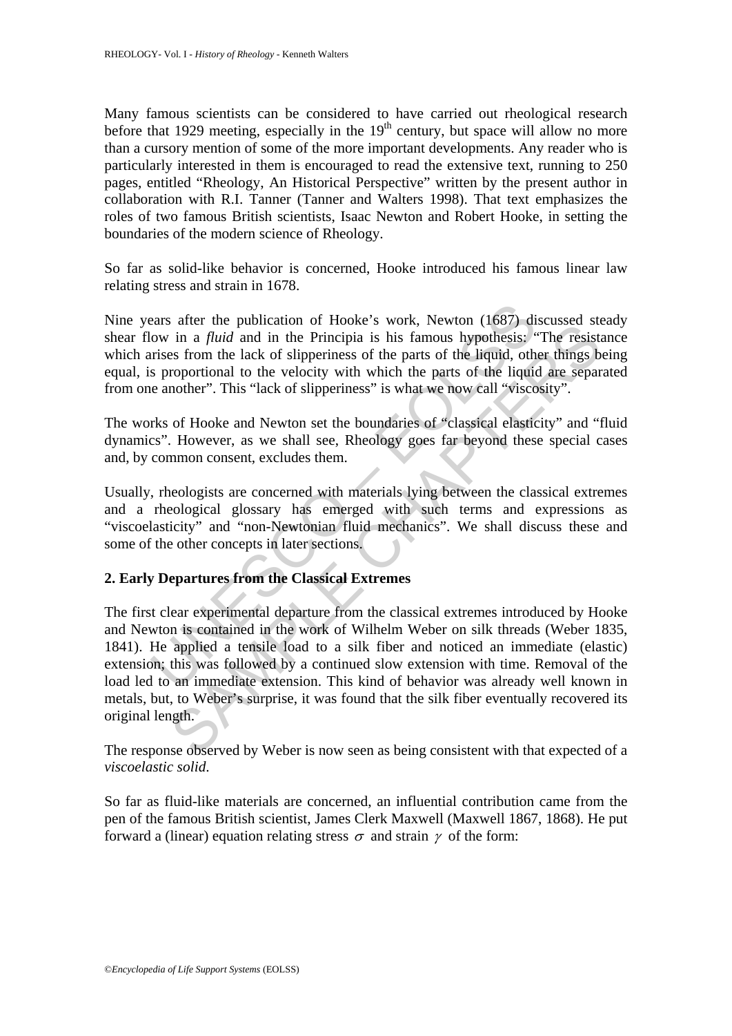Many famous scientists can be considered to have carried out rheological research before that 1929 meeting, especially in the 19$^{th}$ century, but space will allow no more than a cursory mention of some of the more important developments. Any reader who is particularly interested in them is encouraged to read the extensive text, running to 250 pages, entitled "Rheology, An Historical Perspective" written by the present author in collaboration with R.I. Tanner (Tanner and Walters 1998). That text emphasizes the roles of two famous British scientists, Isaac Newton and Robert Hooke, in setting the boundaries of the modern science of Rheology.

So far as solid-like behavior is concerned, Hooke introduced his famous linear law relating stress and strain in 1678.

Nine years after the publication of Hooke's work, Newton (1687) discussed steady shear flow in a *fluid* and in the Principia is his famous hypothesis: "The resistance which arises from the lack of slipperiness of the parts of the liquid, other things being equal, is proportional to the velocity with which the parts of the liquid are separated from one another". This "lack of slipperiness" is what we now call "viscosity".

The works of Hooke and Newton set the boundaries of "classical elasticity" and "fluid dynamics". However, as we shall see, Rheology goes far beyond these special cases and, by common consent, excludes them.

Usually, rheologists are concerned with materials lying between the classical extremes and a rheological glossary has emerged with such terms and expressions as "viscoelasticity" and "non-Newtonian fluid mechanics". We shall discuss these and some of the other concepts in later sections.

## 2. Early Departures from the Classical Extremes

The first clear experimental departure from the classical extremes introduced by Hooke and Newton is contained in the work of Wilhelm Weber on silk threads (Weber 1835, 1841). He applied a tensile load to a silk fiber and noticed an immediate (elastic) extension; this was followed by a continued slow extension with time. Removal of the load led to an immediate extension. This kind of behavior was already well known in metals, but, to Weber's surprise, it was found that the silk fiber eventually recovered its original length.

The response observed by Weber is now seen as being consistent with that expected of a *viscoelastic solid*.

So far as fluid-like materials are concerned, an influential contribution came from the pen of the famous British scientist, James Clerk Maxwell (Maxwell 1867, 1868). He put forward a (linear) equation relating stress $\sigma$ and strain $\gamma$ of the form: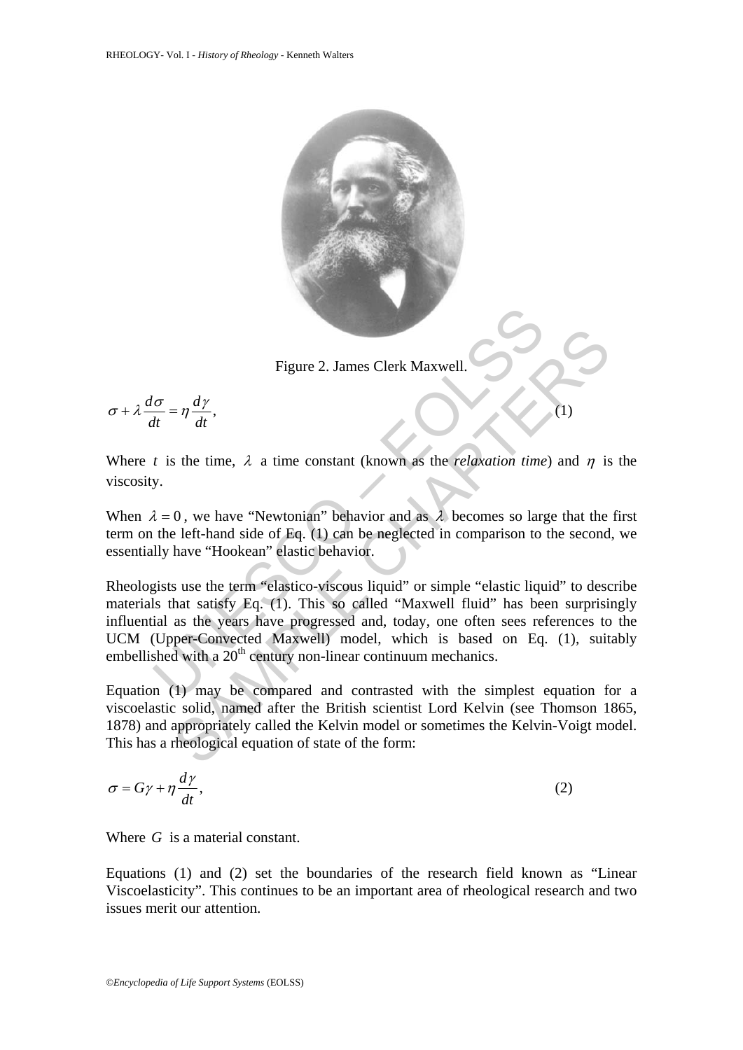Figure 2. James Clerk Maxwell.

$$\sigma + \lambda \frac{d\sigma}{dt} = \eta \frac{d\gamma}{dt}, \tag{1}$$

Where $t$ is the time, $\lambda$ a time constant (known as the *relaxation time*) and $\eta$ is the viscosity.

When $\lambda = 0$, we have "Newtonian" behavior and as $\lambda$ becomes so large that the first term on the left-hand side of Eq. (1) can be neglected in comparison to the second, we essentially have "Hookean" elastic behavior.

Rheologists use the term "elastico-viscous liquid" or simple "elastic liquid" to describe materials that satisfy Eq. (1). This so called "Maxwell fluid" has been surprisingly influential as the years have progressed and, today, one often sees references to the UCM (Upper-Convected Maxwell) model, which is based on Eq. (1), suitably embellished with a 20th century non-linear continuum mechanics.

Equation (1) may be compared and contrasted with the simplest equation for a viscoelastic solid, named after the British scientist Lord Kelvin (see Thomson 1865, 1878) and appropriately called the Kelvin model or sometimes the Kelvin-Voigt model. This has a rheological equation of state of the form:

$$\sigma = G\gamma + \eta \frac{d\gamma}{dt}, \tag{2}$$

Where $G$ is a material constant.

Equations (1) and (2) set the boundaries of the research field known as "Linear Viscoelasticity". This continues to be an important area of rheological research and two issues merit our attention.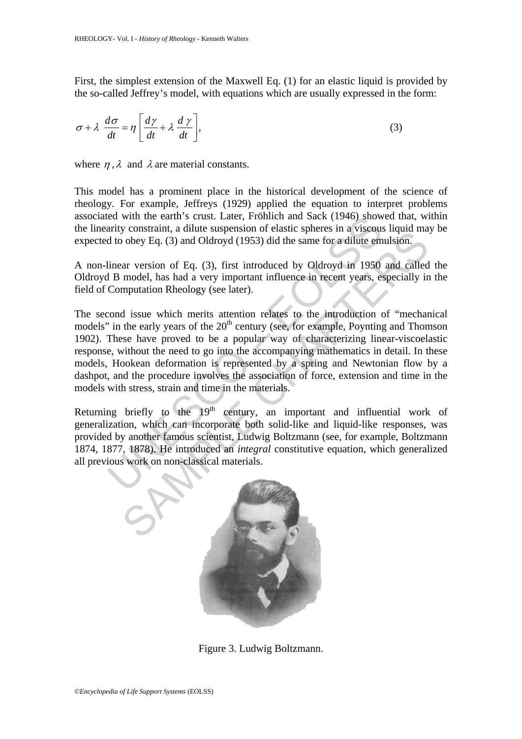First, the simplest extension of the Maxwell Eq. (1) for an elastic liquid is provided by the so-called Jeffrey's model, with equations which are usually expressed in the form:

$$\sigma + \lambda \ \frac{d\sigma}{dt} = \eta \left[ \frac{d\gamma}{dt} + \lambda \ \frac{d \ \gamma}{dt} \right], \tag{3}$$

where $\eta$, $\lambda$ and $\lambda$ are material constants.

This model has a prominent place in the historical development of the science of rheology. For example, Jeffreys (1929) applied the equation to interpret problems associated with the earth's crust. Later, Fröhlich and Sack (1946) showed that, within the linearity constraint, a dilute suspension of elastic spheres in a viscous liquid may be expected to obey Eq. (3) and Oldroyd (1953) did the same for a dilute emulsion.

A non-linear version of Eq. (3), first introduced by Oldroyd in 1950 and called the Oldroyd B model, has had a very important influence in recent years, especially in the field of Computation Rheology (see later).

The second issue which merits attention relates to the introduction of "mechanical models" in the early years of the 20th century (see, for example, Poynting and Thomson 1902). These have proved to be a popular way of characterizing linear-viscoelastic response, without the need to go into the accompanying mathematics in detail. In these models, Hookean deformation is represented by a spring and Newtonian flow by a dashpot, and the procedure involves the association of force, extension and time in the models with stress, strain and time in the materials.

Returning briefly to the 19th century, an important and influential work of generalization, which can incorporate both solid-like and liquid-like responses, was provided by another famous scientist, Ludwig Boltzmann (see, for example, Boltzmann 1874, 1877, 1878). He introduced an *integral* constitutive equation, which generalized all previous work on non-classical materials.

Figure 3. Ludwig Boltzmann.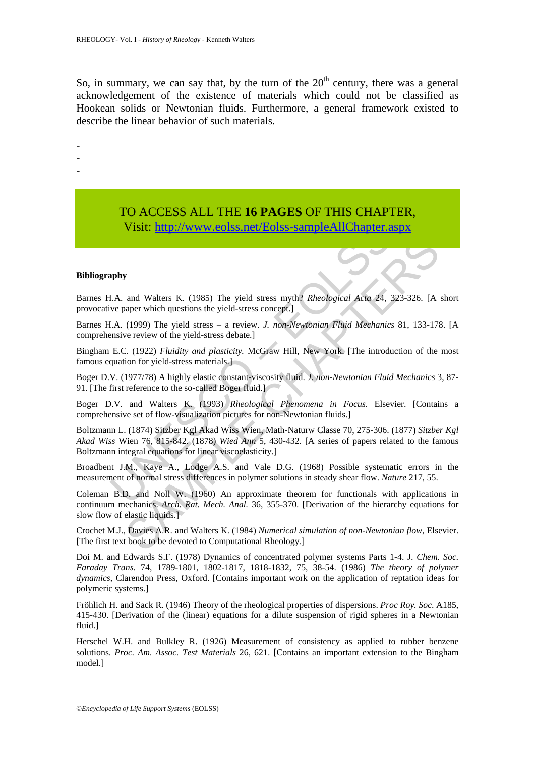So, in summary, we can say that, by the turn of the $20^{th}$ century, there was a general acknowledgement of the existence of materials which could not be classified as Hookean solids or Newtonian fluids. Furthermore, a general framework existed to describe the linear behavior of such materials.

-
-
-

TO ACCESS ALL THE **16 PAGES** OF THIS CHAPTER,
Visit: http://www.eolss.net/Eolss-sampleAllChapter.aspx

**Bibliography**

Barnes H.A. and Walters K. (1985) The yield stress myth? *Rheological Acta* 24, 323-326. [A short provocative paper which questions the yield-stress concept.]

Barnes H.A. (1999) The yield stress – a review. *J. non-Newtonian Fluid Mechanics* 81, 133-178. [A comprehensive review of the yield-stress debate.]

Bingham E.C. (1922) *Fluidity and plasticity.* McGraw Hill, New York. [The introduction of the most famous equation for yield-stress materials.]

Boger D.V. (1977/78) A highly elastic constant-viscosity fluid. *J. non-Newtonian Fluid Mechanics* 3, 87-91. [The first reference to the so-called Boger fluid.]

Boger D.V. and Walters K. (1993) *Rheological Phenomena in Focus.* Elsevier. [Contains a comprehensive set of flow-visualization pictures for non-Newtonian fluids.]

Boltzmann L. (1874) Sitzber Kgl Akad Wiss Wien, Math-Naturw Classe 70, 275-306. (1877) *Sitzber Kgl Akad Wiss* Wien 76, 815-842. (1878) *Wied Ann* 5, 430-432. [A series of papers related to the famous Boltzmann integral equations for linear viscoelasticity.]

Broadbent J.M., Kaye A., Lodge A.S. and Vale D.G. (1968) Possible systematic errors in the measurement of normal stress differences in polymer solutions in steady shear flow. *Nature* 217, 55.

Coleman B.D. and Noll W. (1960) An approximate theorem for functionals with applications in continuum mechanics. *Arch. Rat. Mech. Anal.* 36, 355-370. [Derivation of the hierarchy equations for slow flow of elastic liquids.]

Crochet M.J., Davies A.R. and Walters K. (1984) *Numerical simulation of non-Newtonian flow*, Elsevier. [The first text book to be devoted to Computational Rheology.]

Doi M. and Edwards S.F. (1978) Dynamics of concentrated polymer systems Parts 1-4. J. *Chem. Soc. Faraday Trans.* 74, 1789-1801, 1802-1817, 1818-1832, 75, 38-54. (1986) *The theory of polymer dynamics*, Clarendon Press, Oxford. [Contains important work on the application of reptation ideas for polymeric systems.]

Fröhlich H. and Sack R. (1946) Theory of the rheological properties of dispersions. *Proc Roy. Soc.* A185, 415-430. [Derivation of the (linear) equations for a dilute suspension of rigid spheres in a Newtonian fluid.]

Herschel W.H. and Bulkley R. (1926) Measurement of consistency as applied to rubber benzene solutions. *Proc. Am. Assoc. Test Materials* 26, 621. [Contains an important extension to the Bingham model.]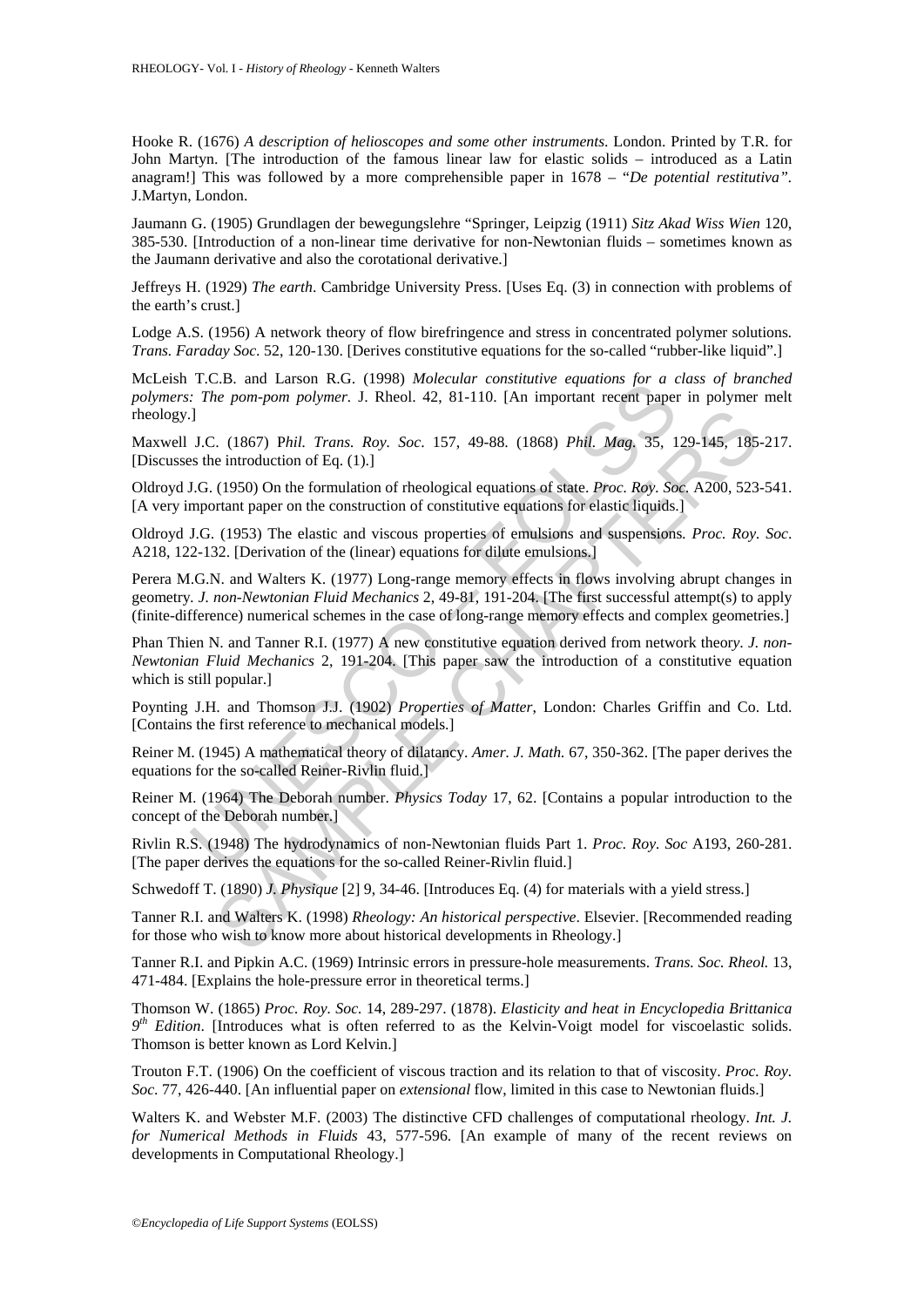Hooke R. (1676) *A description of helioscopes and some other instruments*. London. Printed by T.R. for John Martyn. [The introduction of the famous linear law for elastic solids – introduced as a Latin anagram!] This was followed by a more comprehensible paper in 1678 – "*De potential restitutiva"*. J.Martyn, London.

Jaumann G. (1905) Grundlagen der bewegungslehre "Springer, Leipzig (1911) *Sitz Akad Wiss Wien* 120, 385-530. [Introduction of a non-linear time derivative for non-Newtonian fluids – sometimes known as the Jaumann derivative and also the corotational derivative.]

Jeffreys H. (1929) *The earth*. Cambridge University Press. [Uses Eq. (3) in connection with problems of the earth's crust.]

Lodge A.S. (1956) A network theory of flow birefringence and stress in concentrated polymer solutions. *Trans. Faraday Soc*. 52, 120-130. [Derives constitutive equations for the so-called "rubber-like liquid".]

McLeish T.C.B. and Larson R.G. (1998) *Molecular constitutive equations for a class of branched polymers: The pom-pom polymer*. J. Rheol. 42, 81-110. [An important recent paper in polymer melt rheology.]

Maxwell J.C. (1867) P*hil. Trans. Roy. Soc*. 157, 49-88. (1868) *Phil. Mag.* 35, 129-145, 185-217. [Discusses the introduction of Eq. (1).]

Oldroyd J.G. (1950) On the formulation of rheological equations of state. *Proc. Roy. Soc.* A200, 523-541. [A very important paper on the construction of constitutive equations for elastic liquids.]

Oldroyd J.G. (1953) The elastic and viscous properties of emulsions and suspensions. *Proc. Roy. Soc*. A218, 122-132. [Derivation of the (linear) equations for dilute emulsions.]

Perera M.G.N. and Walters K. (1977) Long-range memory effects in flows involving abrupt changes in geometry. *J. non-Newtonian Fluid Mechanics* 2, 49-81, 191-204. [The first successful attempt(s) to apply (finite-difference) numerical schemes in the case of long-range memory effects and complex geometries.]

Phan Thien N. and Tanner R.I. (1977) A new constitutive equation derived from network theory. *J. non-Newtonian Fluid Mechanics* 2, 191-204. [This paper saw the introduction of a constitutive equation which is still popular.]

Poynting J.H. and Thomson J.J. (1902) *Properties of Matter*, London: Charles Griffin and Co. Ltd. [Contains the first reference to mechanical models.]

Reiner M. (1945) A mathematical theory of dilatancy. *Amer. J. Math.* 67, 350-362. [The paper derives the equations for the so-called Reiner-Rivlin fluid.]

Reiner M. (1964) The Deborah number. *Physics Today* 17, 62. [Contains a popular introduction to the concept of the Deborah number.]

Rivlin R.S. (1948) The hydrodynamics of non-Newtonian fluids Part 1. *Proc. Roy. Soc* A193, 260-281. [The paper derives the equations for the so-called Reiner-Rivlin fluid.]

Schwedoff T. (1890) *J. Physique* [2] 9, 34-46. [Introduces Eq. (4) for materials with a yield stress.]

Tanner R.I. and Walters K. (1998) *Rheology: An historical perspective*. Elsevier. [Recommended reading for those who wish to know more about historical developments in Rheology.]

Tanner R.I. and Pipkin A.C. (1969) Intrinsic errors in pressure-hole measurements. *Trans. Soc. Rheol.* 13, 471-484. [Explains the hole-pressure error in theoretical terms.]

Thomson W. (1865) *Proc. Roy. Soc.* 14, 289-297. (1878). *Elasticity and heat in Encyclopedia Brittanica 9th Edition*. [Introduces what is often referred to as the Kelvin-Voigt model for viscoelastic solids. Thomson is better known as Lord Kelvin.]

Trouton F.T. (1906) On the coefficient of viscous traction and its relation to that of viscosity. *Proc. Roy. Soc*. 77, 426-440. [An influential paper on *extensional* flow, limited in this case to Newtonian fluids.]

Walters K. and Webster M.F. (2003) The distinctive CFD challenges of computational rheology. *Int. J. for Numerical Methods in Fluids* 43, 577-596. [An example of many of the recent reviews on developments in Computational Rheology.]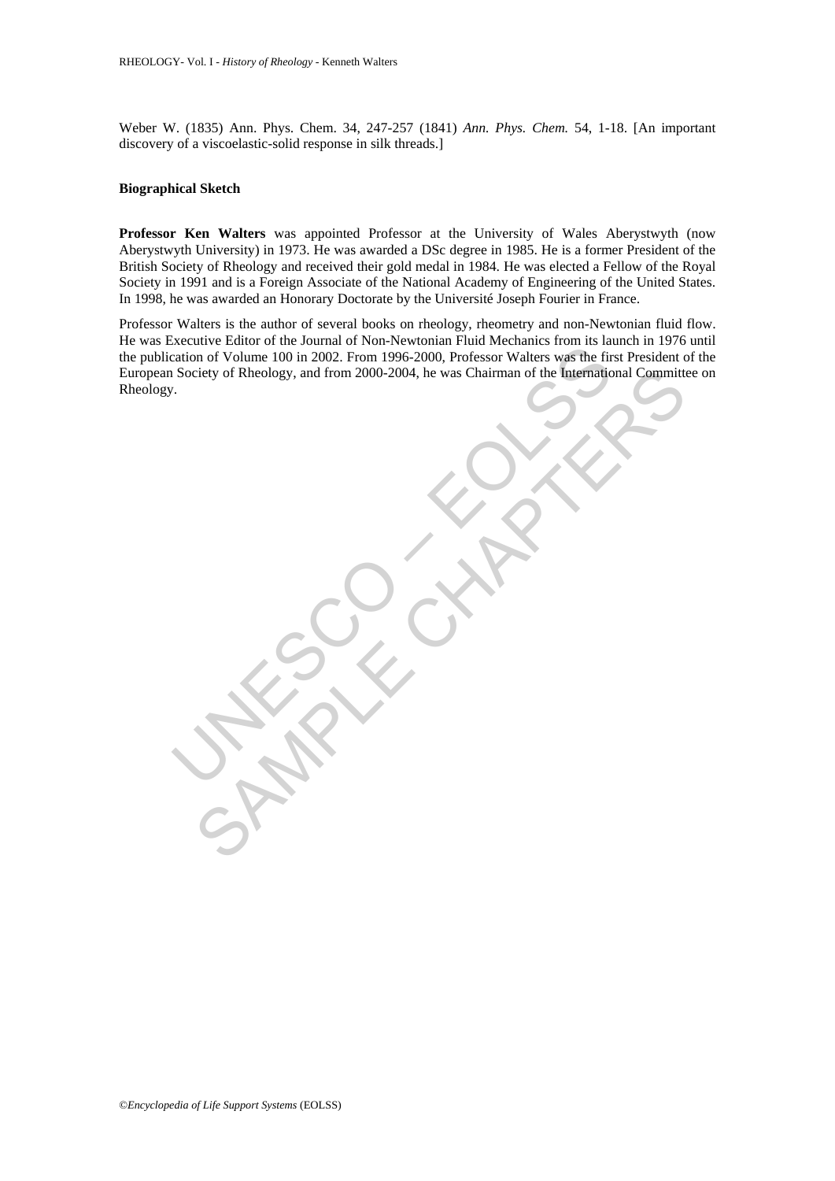Weber W. (1835) Ann. Phys. Chem. 34, 247-257 (1841) *Ann. Phys. Chem.* 54, 1-18. [An important discovery of a viscoelastic-solid response in silk threads.]

### Biographical Sketch

**Professor Ken Walters** was appointed Professor at the University of Wales Aberystwyth (now Aberystwyth University) in 1973. He was awarded a DSc degree in 1985. He is a former President of the British Society of Rheology and received their gold medal in 1984. He was elected a Fellow of the Royal Society in 1991 and is a Foreign Associate of the National Academy of Engineering of the United States. In 1998, he was awarded an Honorary Doctorate by the Université Joseph Fourier in France.

Professor Walters is the author of several books on rheology, rheometry and non-Newtonian fluid flow. He was Executive Editor of the Journal of Non-Newtonian Fluid Mechanics from its launch in 1976 until the publication of Volume 100 in 2002. From 1996-2000, Professor Walters was the first President of the European Society of Rheology, and from 2000-2004, he was Chairman of the International Committee on Rheology.